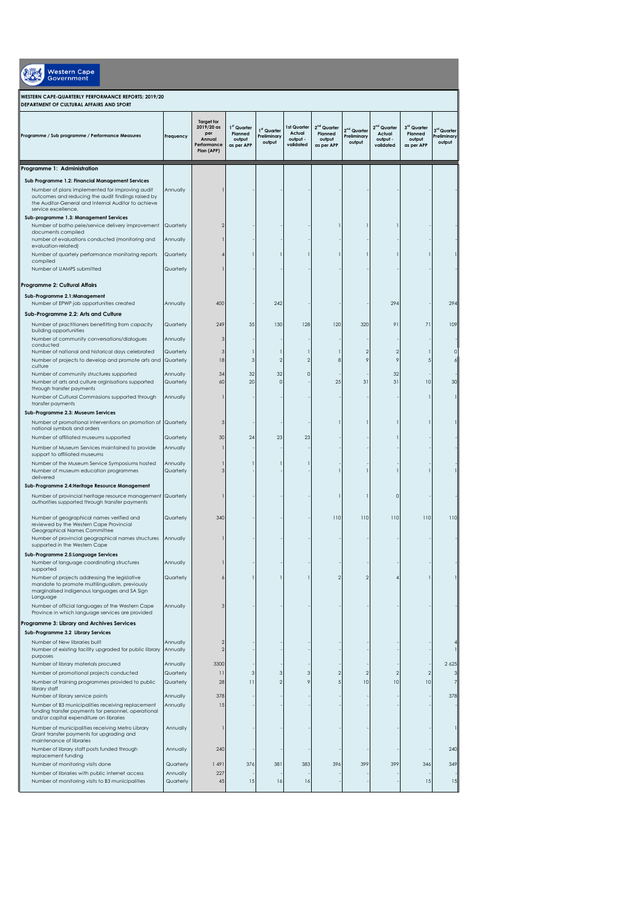Western Cape Government

**WESTERN CAPE-QUARTERLY PERFORMANCE REPORTS: 2019/20**
**DEPARTMENT OF CULTURAL AFFAIRS AND SPORT**

| Programme / Sub programme / Performance Measures | Frequency | Target for 2019/20 as per Annual Performance Plan (APP) | 1st Quarter Planned output as per APP | 1st Quarter Preliminary output | 1st Quarter Actual output - validated | 2nd Quarter Planned output as per APP | 2nd Quarter Preliminary output | 2nd Quarter Actual output - validated | 3rd Quarter Planned output as per APP | 3rd Quarter Preliminary output |
|---|---|---|---|---|---|---|---|---|---|---|
| **Programme 1: Administration** | | | | | | | | | | |
| **Sub Programme 1.2: Financial Management Services** | | | | | | | | | | |
| Number of plans implemented for improving audit outcomes and reducing the audit findings raised by the Auditor-General and Internal Auditor to achieve service excellence. | Annually | 1 | - | - | - | - | - | - | - | - |
| **Sub-programme 1.3: Management Services** | | | | | | | | | | |
| Number of batho pele/service delivery improvement documents compiled | Quarterly | 2 | - | - | - | 1 | 1 | 1 | - | - |
| number of evaluations conducted (monitoring and evaluation-related) | Annually | 1 | - | - | - | - | - | - | - | - |
| Number of quarterly performance monitoring reports compiled | Quarterly | 4 | 1 | 1 | 1 | 1 | 1 | 1 | 1 | 1 |
| Number of UAMPS submitted | Quarterly | 1 | - | - | - | - | - | - | - | - |
| **Programme 2: Cultural Affairs** | | | | | | | | | | |
| **Sub-Programme 2.1:Management** | | | | | | | | | | |
| Number of EPWP job opportunities created | Annually | 400 | - | 242 | - | - | - | 294 | - | 294 |
| **Sub-Programme 2.2: Arts and Culture** | | | | | | | | | | |
| Number of practitioners benefitting from capacity building opportunities | Quarterly | 249 | 35 | 130 | 128 | 120 | 320 | 91 | 71 | 109 |
| Number of community conversations/dialogues conducted | Annually | 3 | - | - | - | - | - | - | - | - |
| Number of national and historical days celebrated | Quarterly | 3 | 1 | 1 | 1 | 1 | 2 | 2 | 1 | 0 |
| Number of projects to develop and promote arts and culture | Quarterly | 18 | 3 | 2 | 2 | 8 | 9 | 9 | 5 | 6 |
| Number of community structures supported | Annually | 34 | 32 | 32 | 0 | - | - | 32 | - | - |
| Number of arts and culture orginisations supported through transfer payments | Quarterly | 60 | 20 | 0 | - | 25 | 31 | 31 | 10 | 30 |
| Number of Cultural Commissions supported through transfer payments | Annually | 1 | - | - | - | - | - | - | 1 | 1 |
| **Sub-Programme 2.3: Museum Services** | | | | | | | | | | |
| Number of promotional interventions on promotion of national symbols and orders | Quarterly | 3 | - | - | - | 1 | 1 | 1 | 1 | 1 |
| Number of affiliated museums supported | Quarterly | 30 | 24 | 23 | 23 | - | - | 1 | - | - |
| Number of Museum Services maintained to provide support to affiliated museums | Annually | 1 | - | - | - | - | - | - | - | - |
| Number of the Museum Service Symposiums hosted | Annually | 1 | 1 | 1 | 1 | - | - | - | - | - |
| Number of museum education programmes delivered | Quarterly | 3 | - | - | - | 1 | 1 | 1 | 1 | 1 |
| **Sub-Programme 2.4:Heritage Resource Management** | | | | | | | | | | |
| Number of provincial heritage resource management authorities supported through transfer payments | Quarterly | 1 | - | - | - | 1 | 1 | 0 | - | - |
| Number of geographical names verified and reviewed by the Western Cape Provincial Geographical Names Committee | Quarterly | 340 | - | - | - | 110 | 110 | 110 | 110 | 110 |
| Number of provincial geographical names structures supported in the Western Cape | Annually | 1 | - | - | - | - | - | - | - | - |
| **Sub-Programme 2.5:Language Services** | | | | | | | | | | |
| Number of language coordinating structures supported | Annually | 1 | - | - | - | - | - | - | - | - |
| Number of projects addressing the legislative mandate to promote multilingualism, previously marginalised indigenous languages and SA Sign Language | Quarterly | 6 | 1 | 1 | 1 | 2 | 2 | 4 | 1 | 1 |
| Number of official languages of the Western Cape Province in which language services are provided | Annually | 3 | - | - | - | - | - | - | - | - |
| **Programme 3: Library and Archives Services** | | | | | | | | | | |
| **Sub-Programme 3.2 Library Services** | | | | | | | | | | |
| Number of New libraries built | Annually | 2 | - | - | - | - | - | - | - | 4 |
| Number of existing facility upgraded for public library purposes | Annually | 2 | - | - | - | - | - | - | - | 1 |
| Number of library materials procured | Annually | 3300 | - | - | - | - | - | - | - | 2 625 |
| Number of promotional projects conducted | Quarterly | 11 | 3 | 3 | 3 | 2 | 2 | 2 | 2 | 3 |
| Number of training programmes provided to public library staff | Quarterly | 28 | 11 | 2 | 9 | 5 | 10 | 10 | 10 | 7 |
| Number of library service points | Annually | 378 | - | - | - | - | - | - | - | 378 |
| Number of B3 municipalities receiving replacement funding transfer payments for personnel, operational and/or capital expenditure on libraries | Annually | 15 | - | - | - | - | - | - | - | - |
| Number of municipalities receiving Metro Library Grant transfer payments for upgrading and maintenance of libraries | Annually | 1 | - | - | - | - | - | - | - | 1 |
| Number of library staff posts funded through replacement funding | Annually | 240 | - | - | - | - | - | - | - | 240 |
| Number of monitoring visits done | Quarterly | 1 491 | 376 | 381 | 383 | 396 | 399 | 399 | 346 | 349 |
| Number of libraries with public internet access | Annually | 227 | - | - | - | - | - | - | - | - |
| Number of monitoring visits to B3 municipalities | Quarterly | 45 | 15 | 16 | 16 | - | - | - | 15 | 15 |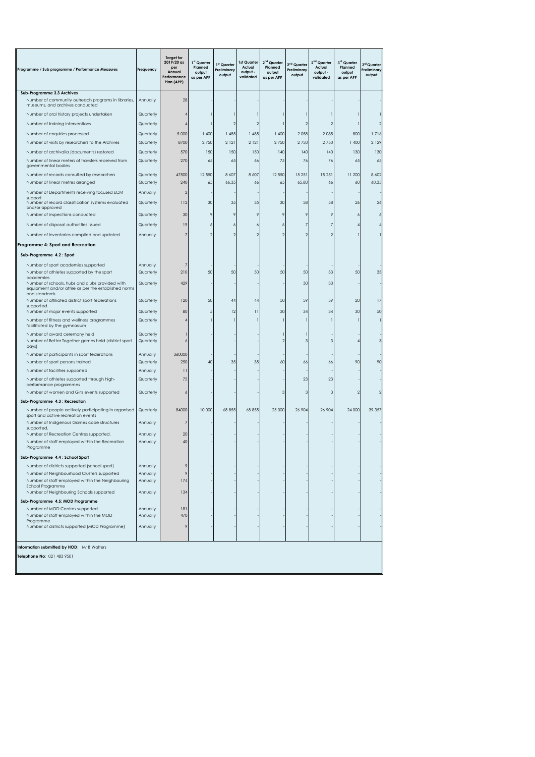| Programme / Sub programme / Performance Measures | Frequency | Target for 2019/20 as per Annual Performance Plan (APP) | 1st Quarter Planned output as per APP | 1st Quarter Preliminary output | 1st Quarter Actual output - validated | 2nd Quarter Planned output as per APP | 2nd Quarter Preliminary output | 2nd Quarter Actual output - validated | 3rd Quarter Planned output as per APP | 3rd Quarter Preliminary output |
|---|---|---|---|---|---|---|---|---|---|---|
| **Sub-Programme 3.3 Archives** | | | | | | | | | | |
| Number of community outreach programs in libraries, museums, and archives conducted | Annually | 28 | - | - | - | - | - | - | - | - |
| Number of oral history projects undertaken | Quarterly | 4 | 1 | 1 | 1 | 1 | 1 | 1 | 1 | 1 |
| Number of training interventions | Quarterly | 4 | 1 | 2 | 2 | 1 | 2 | 2 | 1 | 2 |
| Number of enquiries processed | Quarterly | 5 000 | 1 400 | 1 485 | 1 485 | 1 400 | 2 058 | 2 085 | 800 | 1 716 |
| Number of visits by researchers to the Archives | Quarterly | 8700 | 2 750 | 2 121 | 2 121 | 2 750 | 2 750 | 2 750 | 1 400 | 2 129 |
| Number of archivalia (documents) restored | Quarterly | 570 | 150 | 150 | 150 | 140 | 140 | 140 | 130 | 130 |
| Number of linear meters of transfers received from governmental bodies | Quarterly | 270 | 65 | 65 | 66 | 75 | 76 | 76 | 65 | 65 |
| Number of records consulted by researchers | Quarterly | 47500 | 12 550 | 8 607 | 8 607 | 12 550 | 15 251 | 15 251 | 11 200 | 8 602 |
| Number of linear metres arranged | Quarterly | 240 | 65 | 66.35 | 66 | 65 | 65.80 | 66 | 60 | 60.35 |
| Number of Departments receiving focused ECM support | Annually | 2 | - | - | - | - | - | - | - | - |
| Number of record classification systems evaluated and/or approved | Quarterly | 112 | 30 | 35 | 35 | 30 | 58 | 58 | 26 | 26 |
| Number of inspections conducted | Quarterly | 30 | 9 | 9 | 9 | 9 | 9 | 9 | 6 | 6 |
| Number of disposal authorities issued | Quarterly | 19 | 6 | 6 | 6 | 6 | 7 | 7 | 4 | 4 |
| Number of inventories compiled and updated | Annually | 7 | 2 | 2 | 2 | 2 | 2 | 2 | 1 | 1 |
| **Programme 4: Sport and Recreation** | | | | | | | | | | |
| **Sub-Programme 4.2 : Sport** | | | | | | | | | | |
| Number of sport academies supported | Annually | 7 | - | - | - | - | - | - | - | - |
| Number of athletes supported by the sport academies | Quarterly | 210 | 50 | 50 | 50 | 50 | 50 | 33 | 50 | 33 |
| Number of schools, hubs and clubs provided with equipment and/or attire as per the established norms and standards | Quarterly | 429 | - | - | - | - | 30 | 30 | - | - |
| Number of affiliated district sport federations supported | Quarterly | 120 | 50 | 44 | 44 | 50 | 59 | 59 | 20 | 17 |
| Number of major events supported | Quarterly | 80 | 5 | 12 | 11 | 30 | 34 | 34 | 30 | 50 |
| Number of fitness and wellness programmes facilitated by the gymnasium | Quarterly | 4 | 1 | 1 | 1 | 1 | 1 | 1 | 1 | 1 |
| Number of award ceremony held | Quarterly | 1 | - | - | - | 1 | 1 | - | - | - |
| Number of Better Together games held (district sport days) | Quarterly | 6 | - | - | - | 2 | 3 | 3 | 4 | 3 |
| Number of participants in sport federations | Annually | 360000 | - | - | - | - | - | - | - | - |
| Number of sport persons trained | Quarterly | 250 | 40 | 35 | 35 | 60 | 66 | 66 | 90 | 90 |
| Number of facilities supported | Annually | 11 | - | - | - | - | - | - | - | - |
| Number of athletes supported through high-performance programmes | Quarterly | 75 | - | - | - | - | 23 | 23 | - | - |
| Number of women and Girls events supported | Quarterly | 6 | - | - | - | 3 | 3 | 3 | 2 | 2 |
| **Sub-Programme 4.3 : Recreation** | | | | | | | | | | |
| Number of people actively participating in organised sport and active recreation events | Quarterly | 84000 | 10 000 | 68 855 | 68 855 | 25 000 | 26 904 | 26 904 | 24 000 | 39 357 |
| Number of Indigenous Games code structures supported. | Annually | 7 | - | - | - | - | - | - | - | - |
| Number of Recreation Centres supported. | Annually | 20 | - | - | - | - | - | - | - | - |
| Number of staff employed within the Recreation Programme | Annually | 40 | - | - | - | - | - | - | - | - |
| **Sub-Programme 4.4 : School Sport** | | | | | | | | | | |
| Number of districts supported (school sport) | Annually | 9 | - | - | - | - | - | - | - | - |
| Number of Neighbourhood Clusters supported | Annually | 9 | - | - | - | - | - | - | - | - |
| Number of staff employed within the Neighbouring School Programme | Annually | 174 | - | - | - | - | - | - | - | - |
| Number of Neighbouring Schools supported | Annually | 134 | - | - | - | - | - | - | - | - |
| **Sub-Programme 4.5: MOD Programme** | | | | | | | | | | |
| Number of MOD Centres supported | Annually | 181 | - | - | - | - | - | - | - | - |
| Number of staff employed within the MOD Programme | Annually | 470 | - | - | - | - | - | - | - | - |
| Number of districts supported (MOD Programme) | Annually | 9 | - | - | - | - | - | - | - | - |

**Information submitted by HOD**: Mr B Walters

**Telephone No**: 021 483 9501